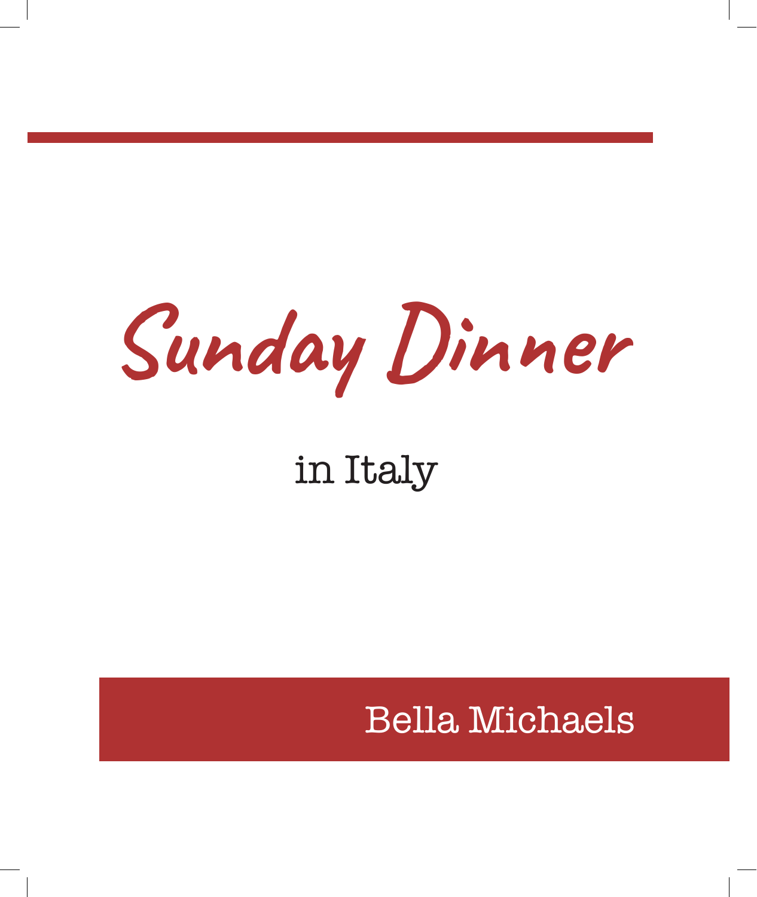# Sunday Dinner

## in Italy

Bella Michaels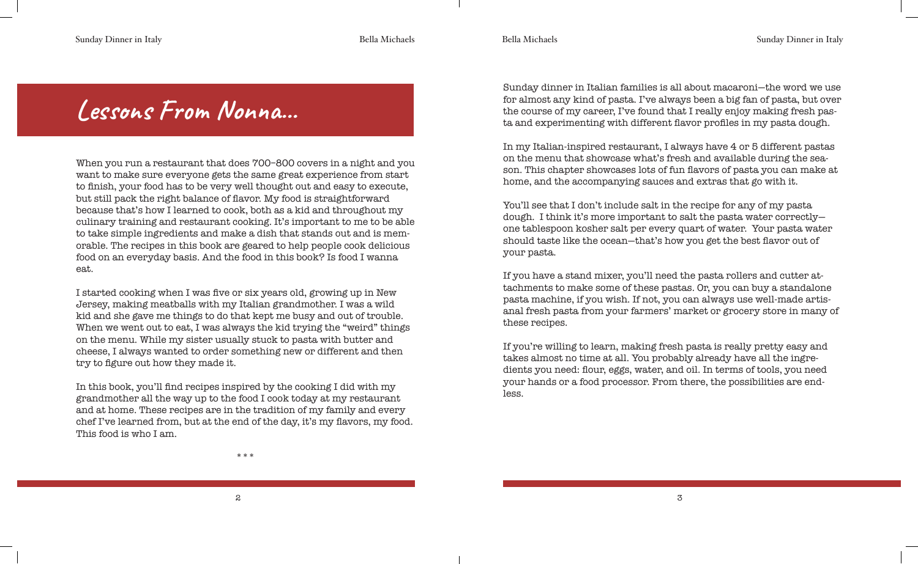# Lessons From Nonna...

When you run a restaurant that does 700–800 covers in a night and you want to make sure everyone gets the same great experience from start to finish, your food has to be very well thought out and easy to execute, but still pack the right balance of flavor. My food is straightforward because that's how I learned to cook, both as a kid and throughout my culinary training and restaurant cooking. It's important to me to be able to take simple ingredients and make a dish that stands out and is memorable. The recipes in this book are geared to help people cook delicious food on an everyday basis. And the food in this book? Is food I wanna eat.

I started cooking when I was five or six years old, growing up in New Jersey, making meatballs with my Italian grandmother. I was a wild kid and she gave me things to do that kept me busy and out of trouble. When we went out to eat, I was always the kid trying the "weird" things on the menu. While my sister usually stuck to pasta with butter and cheese, I always wanted to order something new or different and then try to figure out how they made it.

In this book, you'll find recipes inspired by the cooking I did with my grandmother all the way up to the food I cook today at my restaurant and at home. These recipes are in the tradition of my family and every chef I've learned from, but at the end of the day, it's my flavors, my food. This food is who I am.

\* \* \*

Sunday dinner in Italian families is all about macaroni—the word we use for almost any kind of pasta. I've always been a big fan of pasta, but over the course of my career, I've found that I really enjoy making fresh pasta and experimenting with different flavor profiles in my pasta dough.

In my Italian-inspired restaurant, I always have 4 or 5 different pastas on the menu that showcase what's fresh and available during the season. This chapter showcases lots of fun flavors of pasta you can make at home, and the accompanying sauces and extras that go with it.

You'll see that I don't include salt in the recipe for any of my pasta dough. I think it's more important to salt the pasta water correctly—one tablespoon kosher salt per every quart of water. Your pasta water should taste like the ocean—that's how you get the best flavor out of your pasta.

If you have a stand mixer, you'll need the pasta rollers and cutter attachments to make some of these pastas. Or, you can buy a standalone pasta machine, if you wish. If not, you can always use well-made artisanal fresh pasta from your farmers' market or grocery store in many of these recipes.

If you're willing to learn, making fresh pasta is really pretty easy and takes almost no time at all. You probably already have all the ingredients you need: flour, eggs, water, and oil. In terms of tools, you need your hands or a food processor. From there, the possibilities are endless.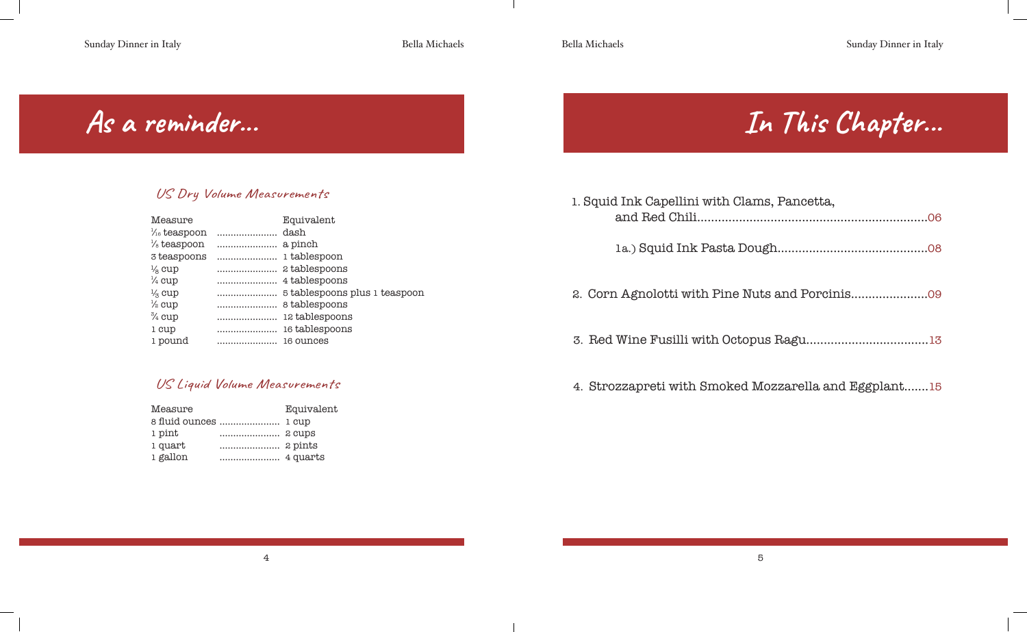# As a reminder...

### US Dry Volume Measurements

| Measure | Equivalent |
| --- | --- |
| 1/16 teaspoon | dash |
| 1/8 teaspoon | a pinch |
| 3 teaspoons | 1 tablespoon |
| 1/8 cup | 2 tablespoons |
| 1/4 cup | 4 tablespoons |
| 1/3 cup | 5 tablespoons plus 1 teaspoon |
| 1/2 cup | 8 tablespoons |
| 3/4 cup | 12 tablespoons |
| 1 cup | 16 tablespoons |
| 1 pound | 16 ounces |

### US Liquid Volume Measurements

| Measure | Equivalent |
| --- | --- |
| 8 fluid ounces | 1 cup |
| 1 pint | 2 cups |
| 1 quart | 2 pints |
| 1 gallon | 4 quarts |

# In This Chapter...

1. Squid Ink Capellini with Clams, Pancetta, and Red Chili.......06
   1a.) Squid Ink Pasta Dough.......08
2. Corn Agnolotti with Pine Nuts and Porcinis.......09
3. Red Wine Fusilli with Octopus Ragu.......13
4. Strozzapreti with Smoked Mozzarella and Eggplant.......15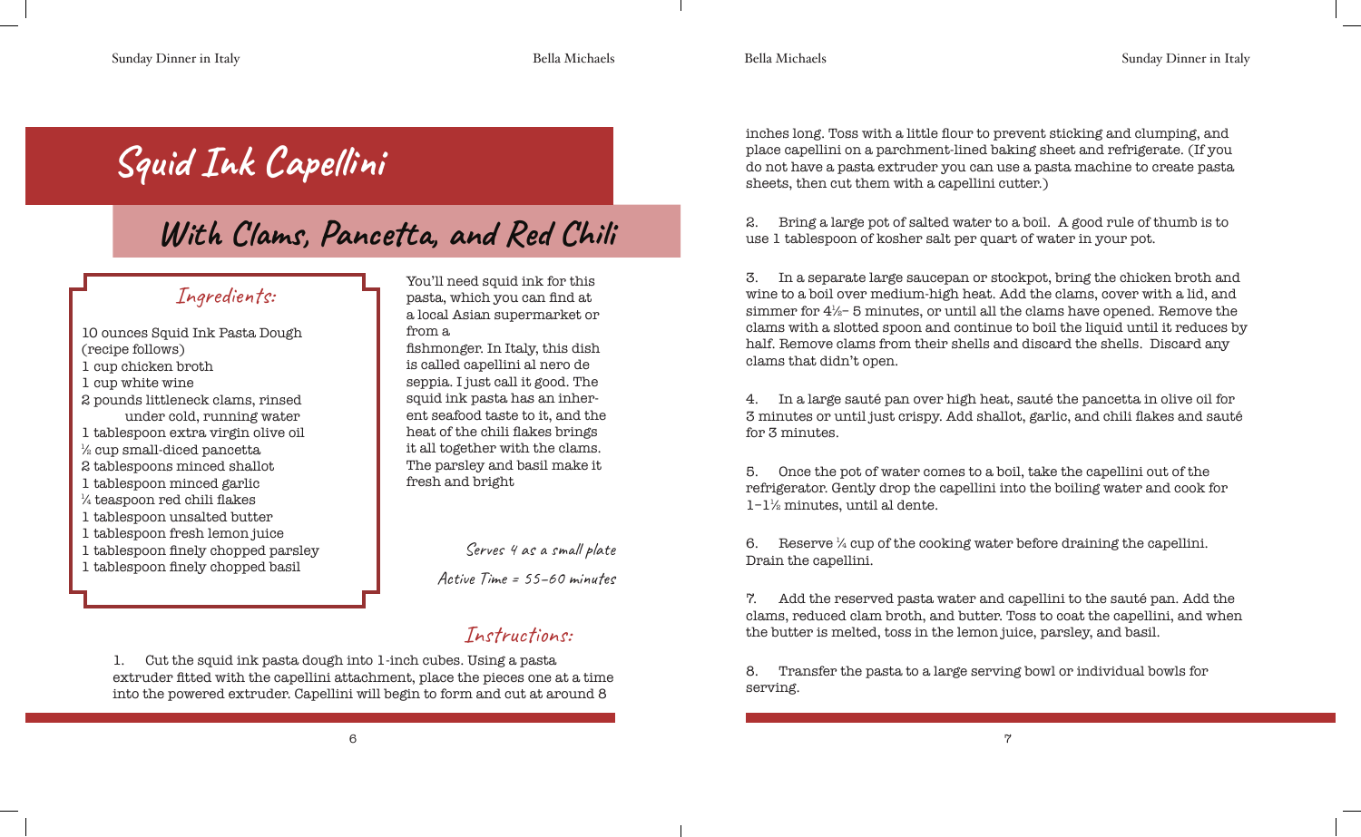# Squid Ink Capellini

## With Clams, Pancetta, and Red Chili

### Ingredients:

10 ounces Squid Ink Pasta Dough (recipe follows)
1 cup chicken broth
1 cup white wine
2 pounds littleneck clams, rinsed under cold, running water
1 tablespoon extra virgin olive oil
½ cup small-diced pancetta
2 tablespoons minced shallot
1 tablespoon minced garlic
¼ teaspoon red chili flakes
1 tablespoon unsalted butter
1 tablespoon fresh lemon juice
1 tablespoon finely chopped parsley
1 tablespoon finely chopped basil

You'll need squid ink for this pasta, which you can find at a local Asian supermarket or from a fishmonger. In Italy, this dish is called capellini al nero de seppia. I just call it good. The squid ink pasta has an inherent seafood taste to it, and the heat of the chili flakes brings it all together with the clams. The parsley and basil make it fresh and bright

*Serves 4 as a small plate*

*Active Time = 55–60 minutes*

### Instructions:

1. Cut the squid ink pasta dough into 1-inch cubes. Using a pasta extruder fitted with the capellini attachment, place the pieces one at a time into the powered extruder. Capellini will begin to form and cut at around 8 inches long. Toss with a little flour to prevent sticking and clumping, and place capellini on a parchment-lined baking sheet and refrigerate. (If you do not have a pasta extruder you can use a pasta machine to create pasta sheets, then cut them with a capellini cutter.)

2. Bring a large pot of salted water to a boil. A good rule of thumb is to use 1 tablespoon of kosher salt per quart of water in your pot.

3. In a separate large saucepan or stockpot, bring the chicken broth and wine to a boil over medium-high heat. Add the clams, cover with a lid, and simmer for 4½– 5 minutes, or until all the clams have opened. Remove the clams with a slotted spoon and continue to boil the liquid until it reduces by half. Remove clams from their shells and discard the shells. Discard any clams that didn't open.

4. In a large sauté pan over high heat, sauté the pancetta in olive oil for 3 minutes or until just crispy. Add shallot, garlic, and chili flakes and sauté for 3 minutes.

5. Once the pot of water comes to a boil, take the capellini out of the refrigerator. Gently drop the capellini into the boiling water and cook for 1–1½ minutes, until al dente.

6. Reserve ¼ cup of the cooking water before draining the capellini. Drain the capellini.

7. Add the reserved pasta water and capellini to the sauté pan. Add the clams, reduced clam broth, and butter. Toss to coat the capellini, and when the butter is melted, toss in the lemon juice, parsley, and basil.

8. Transfer the pasta to a large serving bowl or individual bowls for serving.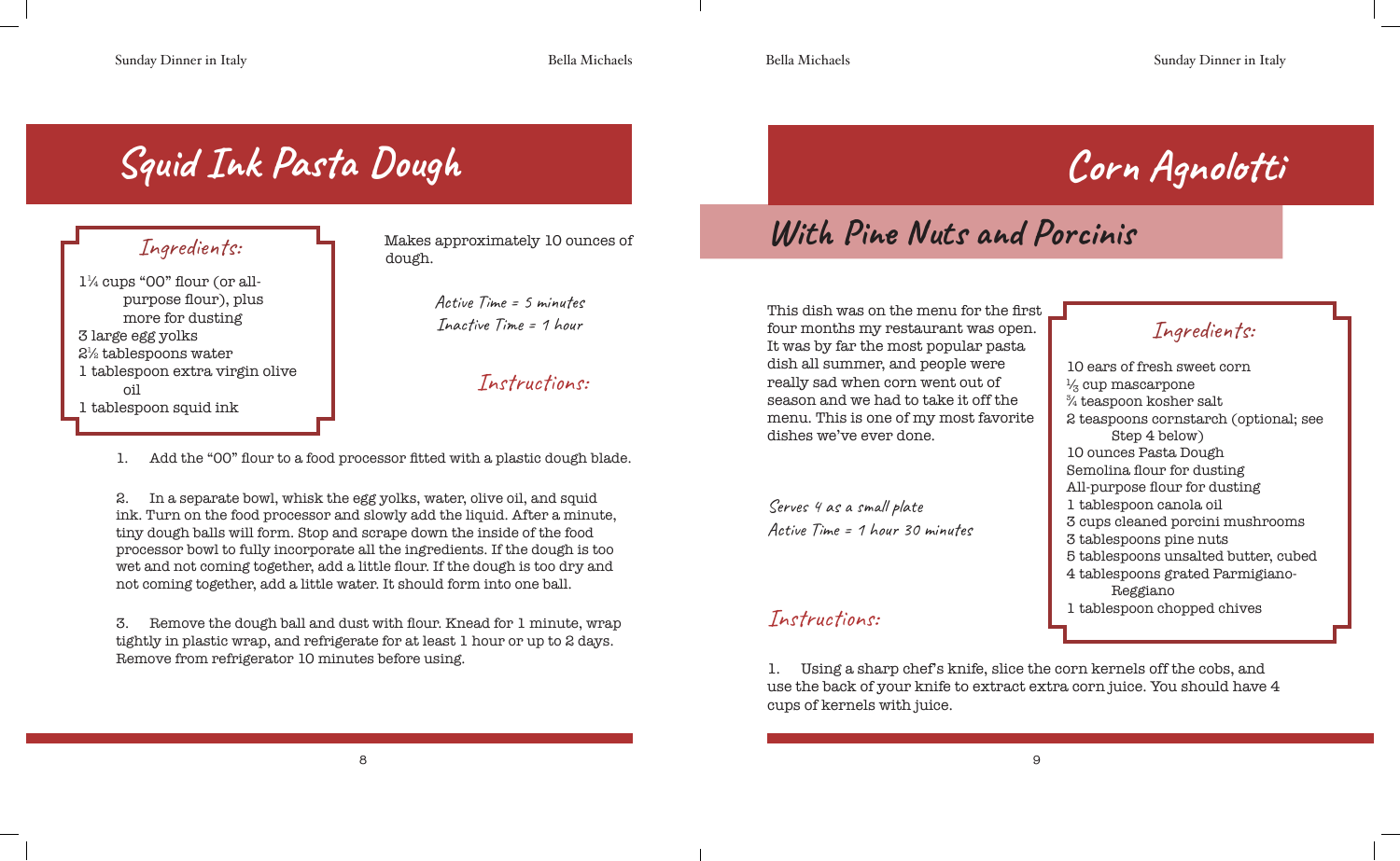# Squid Ink Pasta Dough

### Ingredients:

- 1¼ cups "00" flour (or all-purpose flour), plus more for dusting
- 3 large egg yolks
- 2½ tablespoons water
- 1 tablespoon extra virgin olive oil
- 1 tablespoon squid ink

Makes approximately 10 ounces of dough.

*Active Time = 5 minutes*
*Inactive Time = 1 hour*

### Instructions:

1. Add the "00" flour to a food processor fitted with a plastic dough blade.

2. In a separate bowl, whisk the egg yolks, water, olive oil, and squid ink. Turn on the food processor and slowly add the liquid. After a minute, tiny dough balls will form. Stop and scrape down the inside of the food processor bowl to fully incorporate all the ingredients. If the dough is too wet and not coming together, add a little flour. If the dough is too dry and not coming together, add a little water. It should form into one ball.

3. Remove the dough ball and dust with flour. Knead for 1 minute, wrap tightly in plastic wrap, and refrigerate for at least 1 hour or up to 2 days. Remove from refrigerator 10 minutes before using.

# Corn Agnolotti

## With Pine Nuts and Porcinis

This dish was on the menu for the first four months my restaurant was open. It was by far the most popular pasta dish all summer, and people were really sad when corn went out of season and we had to take it off the menu. This is one of my most favorite dishes we've ever done.

*Serves 4 as a small plate*
*Active Time = 1 hour 30 minutes*

### Ingredients:

- 10 ears of fresh sweet corn
- ⅓ cup mascarpone
- ¾ teaspoon kosher salt
- 2 teaspoons cornstarch (optional; see Step 4 below)
- 10 ounces Pasta Dough
- Semolina flour for dusting
- All-purpose flour for dusting
- 1 tablespoon canola oil
- 3 cups cleaned porcini mushrooms
- 3 tablespoons pine nuts
- 5 tablespoons unsalted butter, cubed
- 4 tablespoons grated Parmigiano-Reggiano
- 1 tablespoon chopped chives

### Instructions:

1. Using a sharp chef's knife, slice the corn kernels off the cobs, and use the back of your knife to extract extra corn juice. You should have 4 cups of kernels with juice.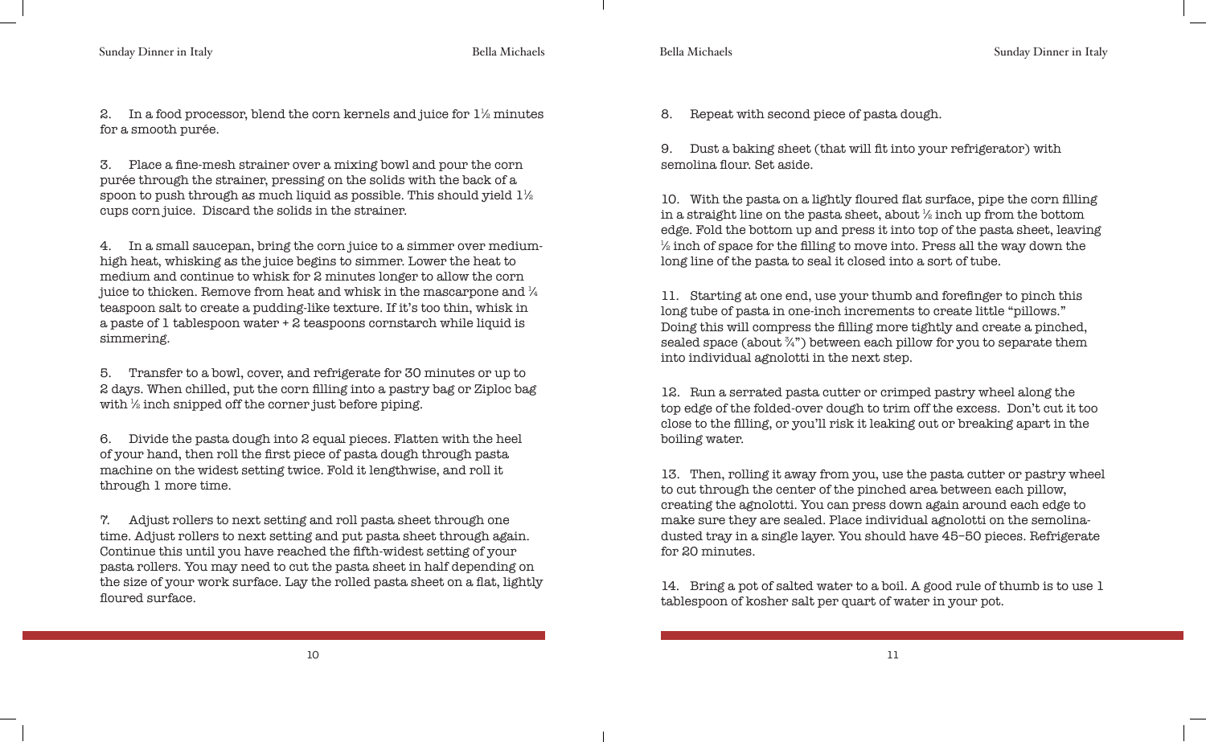2. In a food processor, blend the corn kernels and juice for 1½ minutes for a smooth purée.

3. Place a fine-mesh strainer over a mixing bowl and pour the corn purée through the strainer, pressing on the solids with the back of a spoon to push through as much liquid as possible. This should yield 1½ cups corn juice. Discard the solids in the strainer.

4. In a small saucepan, bring the corn juice to a simmer over medium-high heat, whisking as the juice begins to simmer. Lower the heat to medium and continue to whisk for 2 minutes longer to allow the corn juice to thicken. Remove from heat and whisk in the mascarpone and ¼ teaspoon salt to create a pudding-like texture. If it's too thin, whisk in a paste of 1 tablespoon water + 2 teaspoons cornstarch while liquid is simmering.

5. Transfer to a bowl, cover, and refrigerate for 30 minutes or up to 2 days. When chilled, put the corn filling into a pastry bag or Ziploc bag with ½ inch snipped off the corner just before piping.

6. Divide the pasta dough into 2 equal pieces. Flatten with the heel of your hand, then roll the first piece of pasta dough through pasta machine on the widest setting twice. Fold it lengthwise, and roll it through 1 more time.

7. Adjust rollers to next setting and roll pasta sheet through one time. Adjust rollers to next setting and put pasta sheet through again. Continue this until you have reached the fifth-widest setting of your pasta rollers. You may need to cut the pasta sheet in half depending on the size of your work surface. Lay the rolled pasta sheet on a flat, lightly floured surface.

8. Repeat with second piece of pasta dough.

9. Dust a baking sheet (that will fit into your refrigerator) with semolina flour. Set aside.

10. With the pasta on a lightly floured flat surface, pipe the corn filling in a straight line on the pasta sheet, about ½ inch up from the bottom edge. Fold the bottom up and press it into top of the pasta sheet, leaving ½ inch of space for the filling to move into. Press all the way down the long line of the pasta to seal it closed into a sort of tube.

11. Starting at one end, use your thumb and forefinger to pinch this long tube of pasta in one-inch increments to create little "pillows." Doing this will compress the filling more tightly and create a pinched, sealed space (about ¾") between each pillow for you to separate them into individual agnolotti in the next step.

12. Run a serrated pasta cutter or crimped pastry wheel along the top edge of the folded-over dough to trim off the excess. Don't cut it too close to the filling, or you'll risk it leaking out or breaking apart in the boiling water.

13. Then, rolling it away from you, use the pasta cutter or pastry wheel to cut through the center of the pinched area between each pillow, creating the agnolotti. You can press down again around each edge to make sure they are sealed. Place individual agnolotti on the semolina-dusted tray in a single layer. You should have 45–50 pieces. Refrigerate for 20 minutes.

14. Bring a pot of salted water to a boil. A good rule of thumb is to use 1 tablespoon of kosher salt per quart of water in your pot.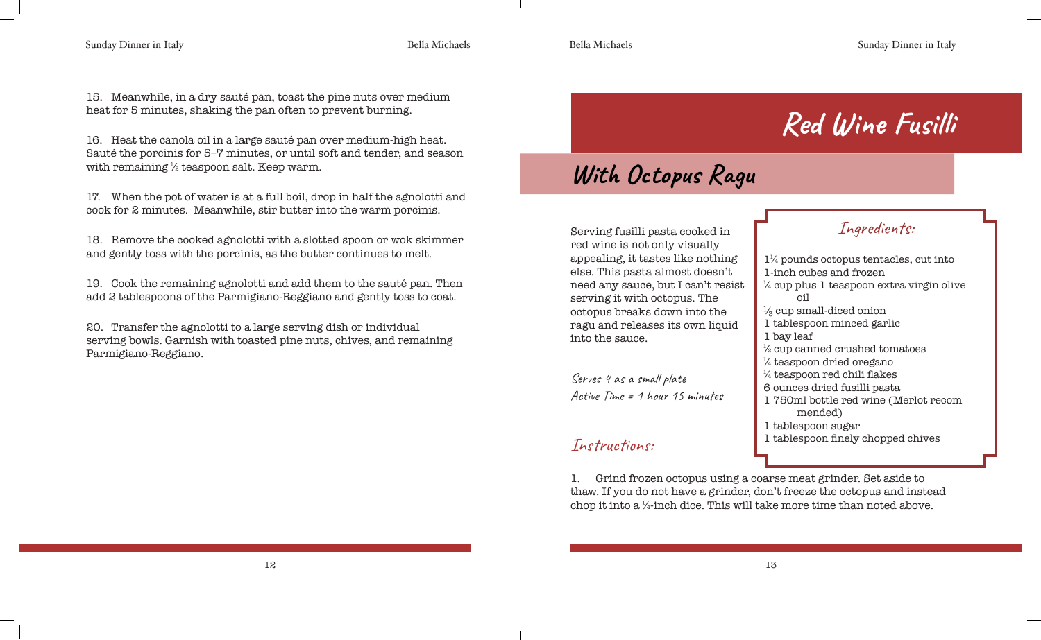15. Meanwhile, in a dry sauté pan, toast the pine nuts over medium heat for 5 minutes, shaking the pan often to prevent burning.

16. Heat the canola oil in a large sauté pan over medium-high heat. Sauté the porcinis for 5–7 minutes, or until soft and tender, and season with remaining ⅛ teaspoon salt. Keep warm.

17. When the pot of water is at a full boil, drop in half the agnolotti and cook for 2 minutes. Meanwhile, stir butter into the warm porcinis.

18. Remove the cooked agnolotti with a slotted spoon or wok skimmer and gently toss with the porcinis, as the butter continues to melt.

19. Cook the remaining agnolotti and add them to the sauté pan. Then add 2 tablespoons of the Parmigiano-Reggiano and gently toss to coat.

20. Transfer the agnolotti to a large serving dish or individual serving bowls. Garnish with toasted pine nuts, chives, and remaining Parmigiano-Reggiano.

# Red Wine Fusilli

## With Octopus Ragu

Serving fusilli pasta cooked in red wine is not only visually appealing, it tastes like nothing else. This pasta almost doesn't need any sauce, but I can't resist serving it with octopus. The octopus breaks down into the ragu and releases its own liquid into the sauce.

*Serves 4 as a small plate*
*Active Time = 1 hour 15 minutes*

### Ingredients:

- 1¼ pounds octopus tentacles, cut into 1-inch cubes and frozen
- ¼ cup plus 1 teaspoon extra virgin olive oil
- ⅓ cup small-diced onion
- 1 tablespoon minced garlic
- 1 bay leaf
- ½ cup canned crushed tomatoes
- ¼ teaspoon dried oregano
- ¼ teaspoon red chili flakes
- 6 ounces dried fusilli pasta
- 1 750ml bottle red wine (Merlot recommended)
- 1 tablespoon sugar
- 1 tablespoon finely chopped chives

### Instructions:

1. Grind frozen octopus using a coarse meat grinder. Set aside to thaw. If you do not have a grinder, don't freeze the octopus and instead chop it into a ¼-inch dice. This will take more time than noted above.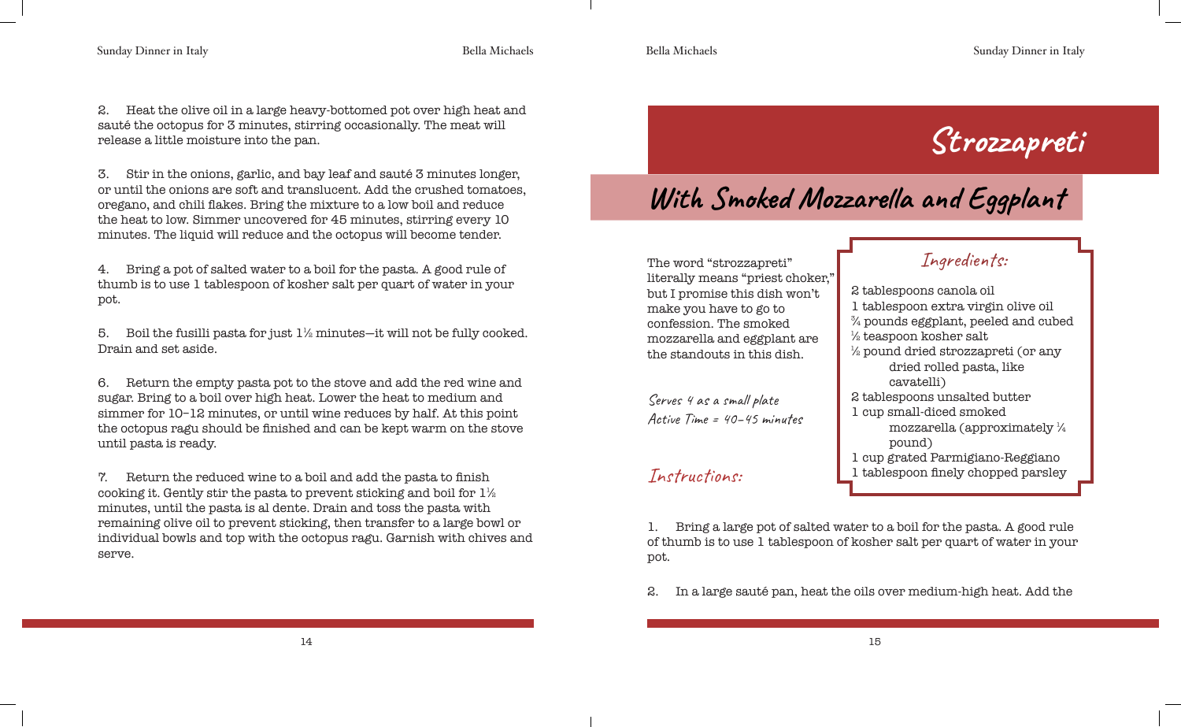2. Heat the olive oil in a large heavy-bottomed pot over high heat and sauté the octopus for 3 minutes, stirring occasionally. The meat will release a little moisture into the pan.

3. Stir in the onions, garlic, and bay leaf and sauté 3 minutes longer, or until the onions are soft and translucent. Add the crushed tomatoes, oregano, and chili flakes. Bring the mixture to a low boil and reduce the heat to low. Simmer uncovered for 45 minutes, stirring every 10 minutes. The liquid will reduce and the octopus will become tender.

4. Bring a pot of salted water to a boil for the pasta. A good rule of thumb is to use 1 tablespoon of kosher salt per quart of water in your pot.

5. Boil the fusilli pasta for just 1½ minutes—it will not be fully cooked. Drain and set aside.

6. Return the empty pasta pot to the stove and add the red wine and sugar. Bring to a boil over high heat. Lower the heat to medium and simmer for 10–12 minutes, or until wine reduces by half. At this point the octopus ragu should be finished and can be kept warm on the stove until pasta is ready.

7. Return the reduced wine to a boil and add the pasta to finish cooking it. Gently stir the pasta to prevent sticking and boil for 1½ minutes, until the pasta is al dente. Drain and toss the pasta with remaining olive oil to prevent sticking, then transfer to a large bowl or individual bowls and top with the octopus ragu. Garnish with chives and serve.

# Strozzapreti

## With Smoked Mozzarella and Eggplant

The word "strozzapreti" literally means "priest choker," but I promise this dish won't make you have to go to confession. The smoked mozzarella and eggplant are the standouts in this dish.

*Serves 4 as a small plate*
*Active Time = 40–45 minutes*

### Ingredients:

- 2 tablespoons canola oil
- 1 tablespoon extra virgin olive oil
- ¾ pounds eggplant, peeled and cubed
- ½ teaspoon kosher salt
- ½ pound dried strozzapreti (or any dried rolled pasta, like cavatelli)
- 2 tablespoons unsalted butter
- 1 cup small-diced smoked mozzarella (approximately ¼ pound)
- 1 cup grated Parmigiano-Reggiano
- 1 tablespoon finely chopped parsley

### Instructions:

1. Bring a large pot of salted water to a boil for the pasta. A good rule of thumb is to use 1 tablespoon of kosher salt per quart of water in your pot.

2. In a large sauté pan, heat the oils over medium-high heat. Add the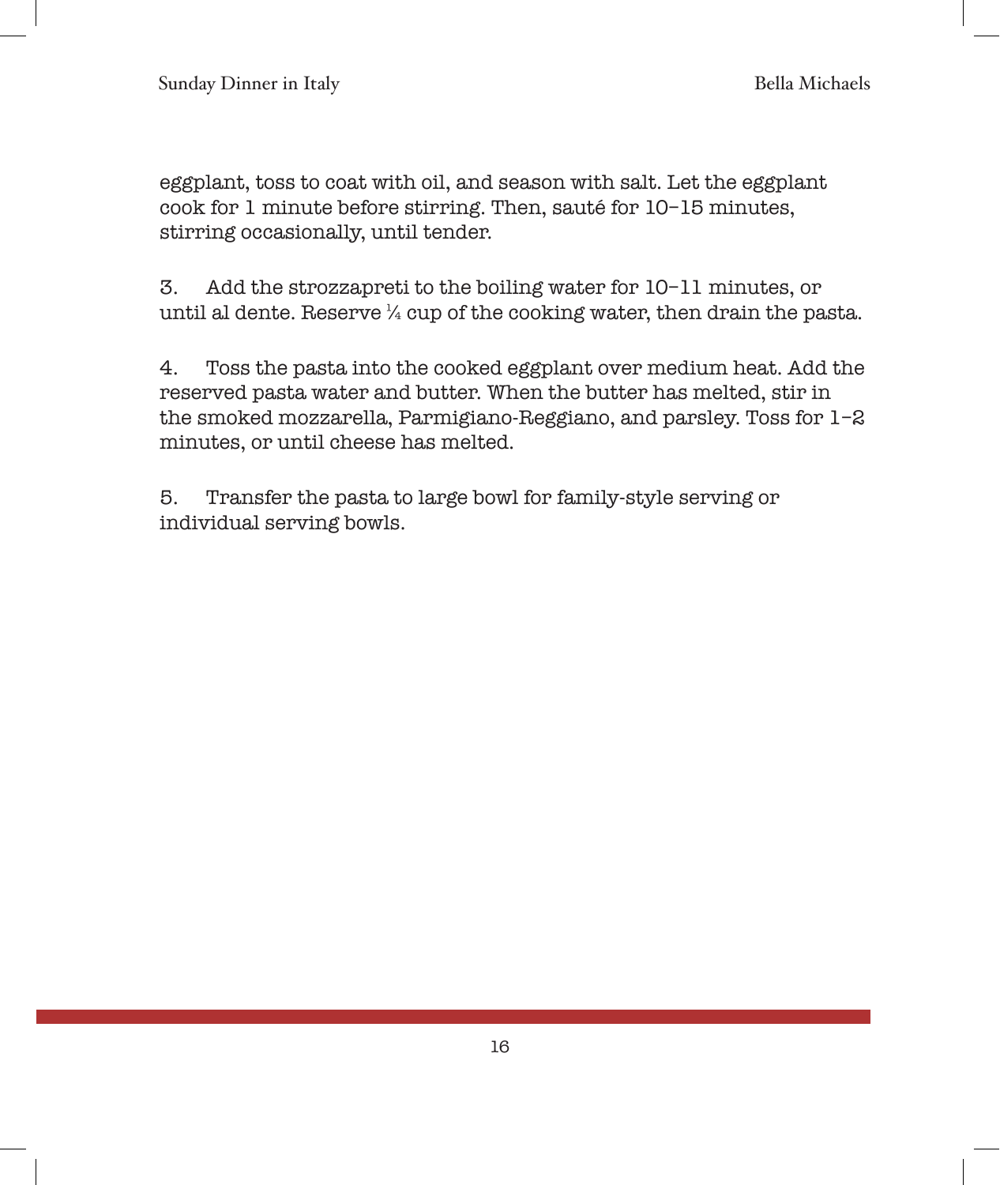eggplant, toss to coat with oil, and season with salt. Let the eggplant cook for 1 minute before stirring. Then, sauté for 10–15 minutes, stirring occasionally, until tender.

3. Add the strozzapreti to the boiling water for 10–11 minutes, or until al dente. Reserve ¼ cup of the cooking water, then drain the pasta.

4. Toss the pasta into the cooked eggplant over medium heat. Add the reserved pasta water and butter. When the butter has melted, stir in the smoked mozzarella, Parmigiano-Reggiano, and parsley. Toss for 1–2 minutes, or until cheese has melted.

5. Transfer the pasta to large bowl for family-style serving or individual serving bowls.